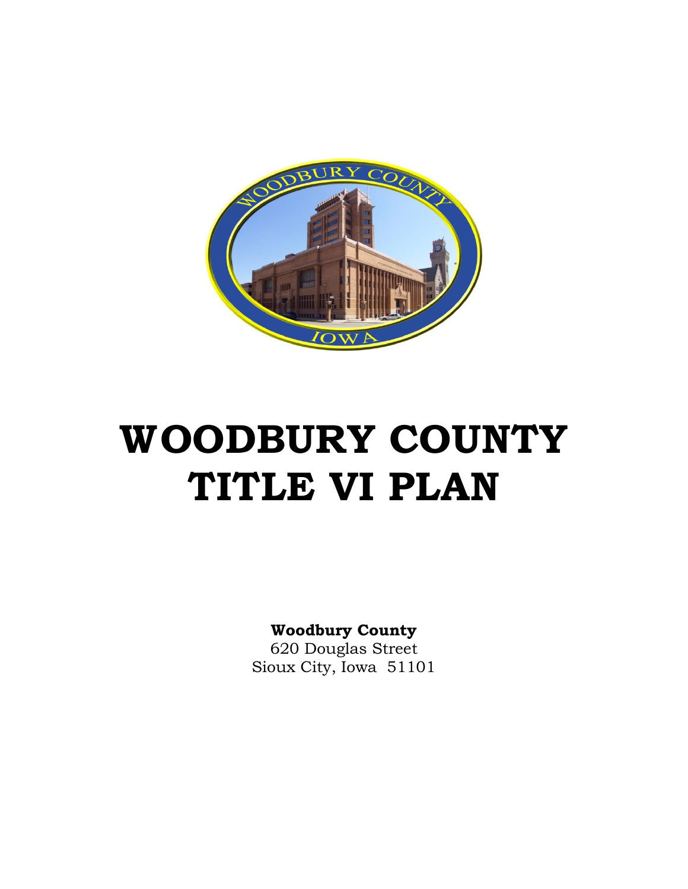# WOODBURY COUNTY TITLE VI PLAN

**Woodbury County**
620 Douglas Street
Sioux City, Iowa 51101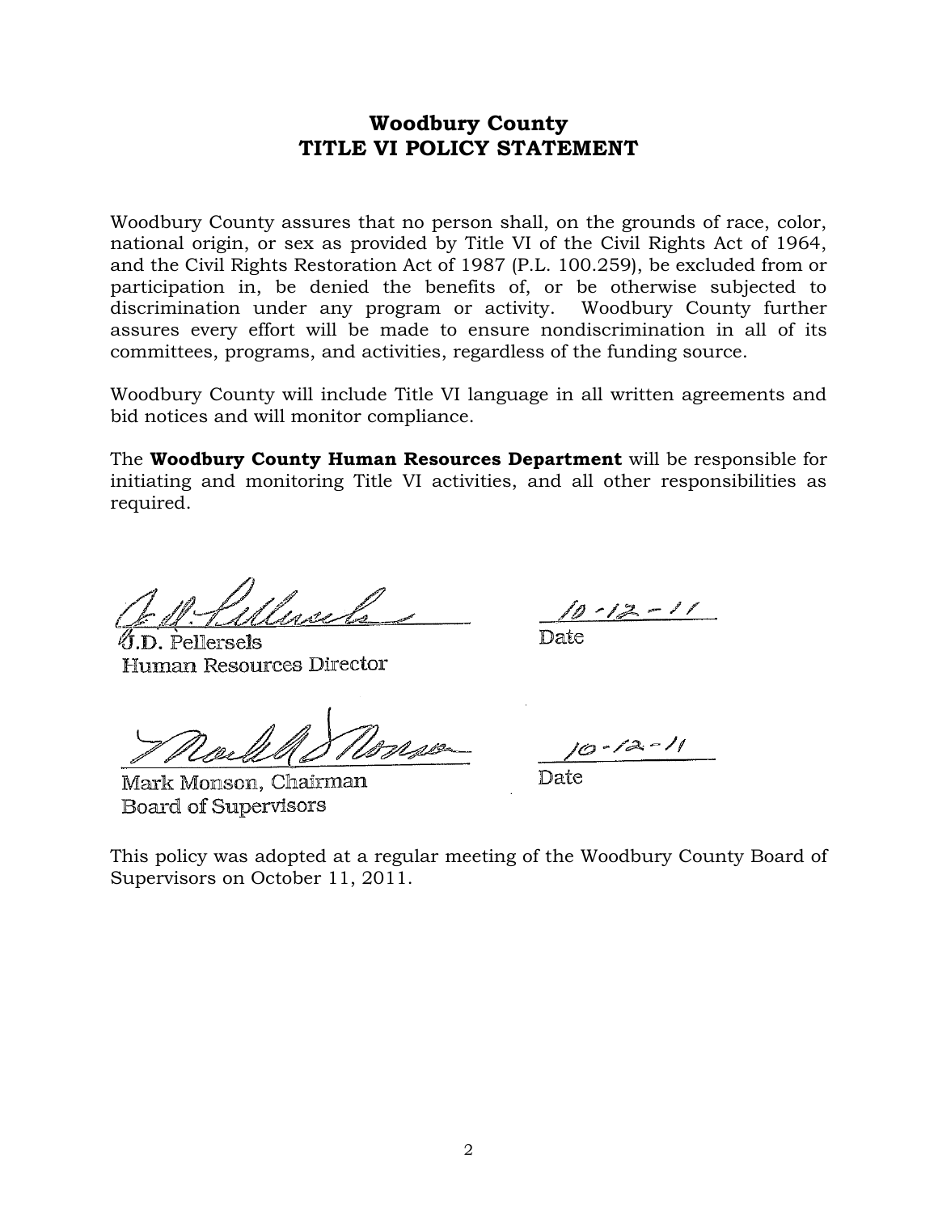# Woodbury County
# TITLE VI POLICY STATEMENT

Woodbury County assures that no person shall, on the grounds of race, color, national origin, or sex as provided by Title VI of the Civil Rights Act of 1964, and the Civil Rights Restoration Act of 1987 (P.L. 100.259), be excluded from or participation in, be denied the benefits of, or be otherwise subjected to discrimination under any program or activity. Woodbury County further assures every effort will be made to ensure nondiscrimination in all of its committees, programs, and activities, regardless of the funding source.

Woodbury County will include Title VI language in all written agreements and bid notices and will monitor compliance.

The **Woodbury County Human Resources Department** will be responsible for initiating and monitoring Title VI activities, and all other responsibilities as required.

J.D. Pellersels
Human Resources Director

10-12-11
Date

Mark Monson, Chairman
Board of Supervisors

10-12-11
Date

This policy was adopted at a regular meeting of the Woodbury County Board of Supervisors on October 11, 2011.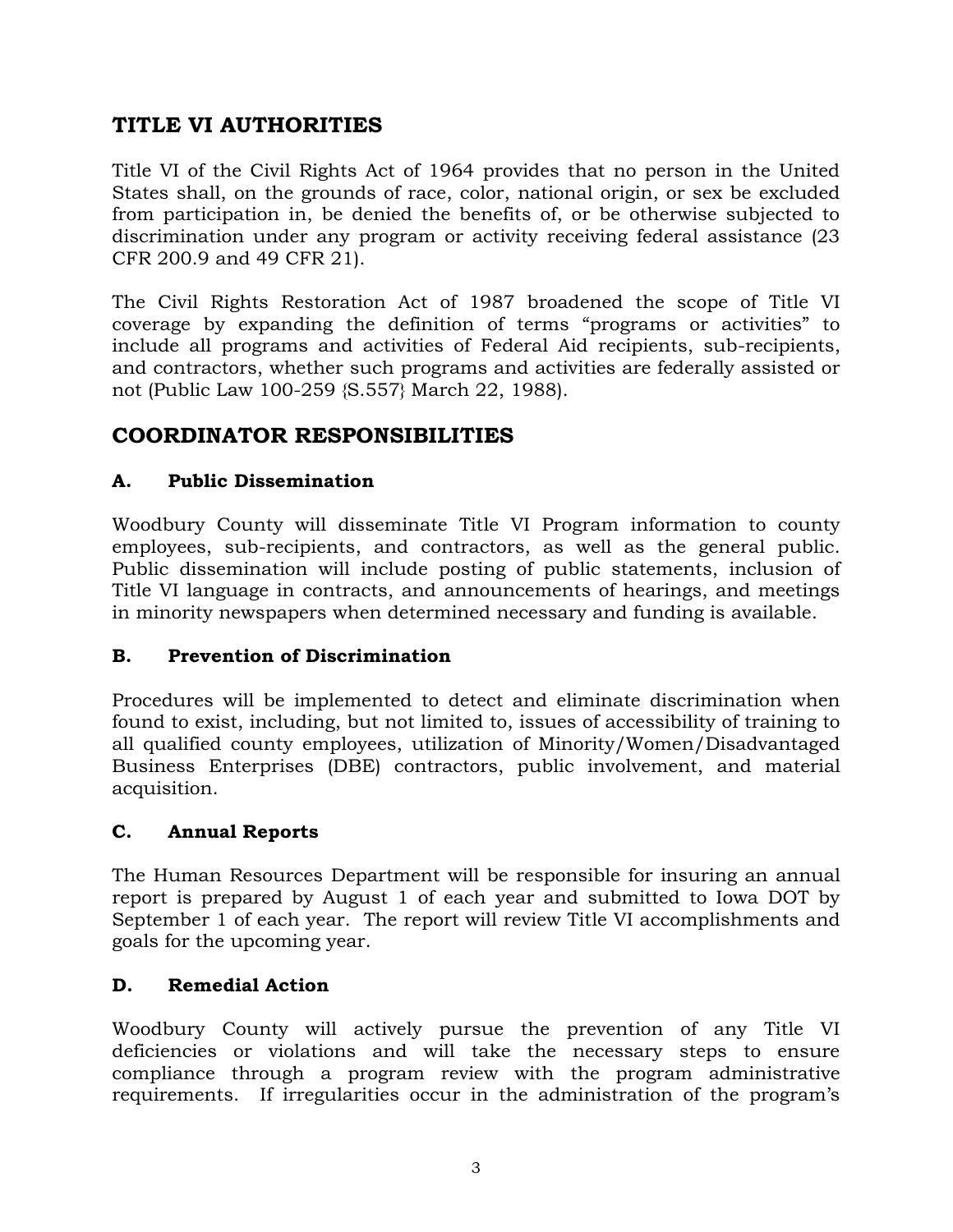## TITLE VI AUTHORITIES

Title VI of the Civil Rights Act of 1964 provides that no person in the United States shall, on the grounds of race, color, national origin, or sex be excluded from participation in, be denied the benefits of, or be otherwise subjected to discrimination under any program or activity receiving federal assistance (23 CFR 200.9 and 49 CFR 21).

The Civil Rights Restoration Act of 1987 broadened the scope of Title VI coverage by expanding the definition of terms "programs or activities" to include all programs and activities of Federal Aid recipients, sub-recipients, and contractors, whether such programs and activities are federally assisted or not (Public Law 100-259 {S.557} March 22, 1988).

## COORDINATOR RESPONSIBILITIES

### A. Public Dissemination

Woodbury County will disseminate Title VI Program information to county employees, sub-recipients, and contractors, as well as the general public. Public dissemination will include posting of public statements, inclusion of Title VI language in contracts, and announcements of hearings, and meetings in minority newspapers when determined necessary and funding is available.

### B. Prevention of Discrimination

Procedures will be implemented to detect and eliminate discrimination when found to exist, including, but not limited to, issues of accessibility of training to all qualified county employees, utilization of Minority/Women/Disadvantaged Business Enterprises (DBE) contractors, public involvement, and material acquisition.

### C. Annual Reports

The Human Resources Department will be responsible for insuring an annual report is prepared by August 1 of each year and submitted to Iowa DOT by September 1 of each year. The report will review Title VI accomplishments and goals for the upcoming year.

### D. Remedial Action

Woodbury County will actively pursue the prevention of any Title VI deficiencies or violations and will take the necessary steps to ensure compliance through a program review with the program administrative requirements. If irregularities occur in the administration of the program's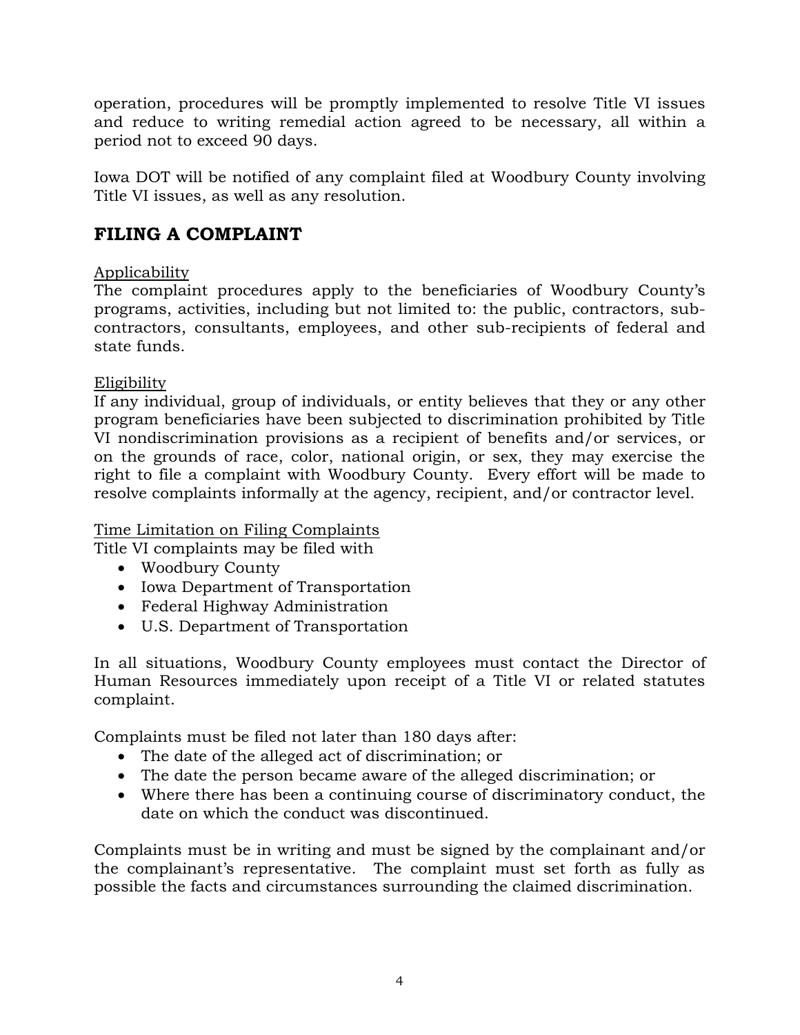operation, procedures will be promptly implemented to resolve Title VI issues and reduce to writing remedial action agreed to be necessary, all within a period not to exceed 90 days.

Iowa DOT will be notified of any complaint filed at Woodbury County involving Title VI issues, as well as any resolution.

## FILING A COMPLAINT

Applicability

The complaint procedures apply to the beneficiaries of Woodbury County's programs, activities, including but not limited to: the public, contractors, sub-contractors, consultants, employees, and other sub-recipients of federal and state funds.

Eligibility

If any individual, group of individuals, or entity believes that they or any other program beneficiaries have been subjected to discrimination prohibited by Title VI nondiscrimination provisions as a recipient of benefits and/or services, or on the grounds of race, color, national origin, or sex, they may exercise the right to file a complaint with Woodbury County. Every effort will be made to resolve complaints informally at the agency, recipient, and/or contractor level.

Time Limitation on Filing Complaints

Title VI complaints may be filed with

- Woodbury County
- Iowa Department of Transportation
- Federal Highway Administration
- U.S. Department of Transportation

In all situations, Woodbury County employees must contact the Director of Human Resources immediately upon receipt of a Title VI or related statutes complaint.

Complaints must be filed not later than 180 days after:

- The date of the alleged act of discrimination; or
- The date the person became aware of the alleged discrimination; or
- Where there has been a continuing course of discriminatory conduct, the date on which the conduct was discontinued.

Complaints must be in writing and must be signed by the complainant and/or the complainant's representative. The complaint must set forth as fully as possible the facts and circumstances surrounding the claimed discrimination.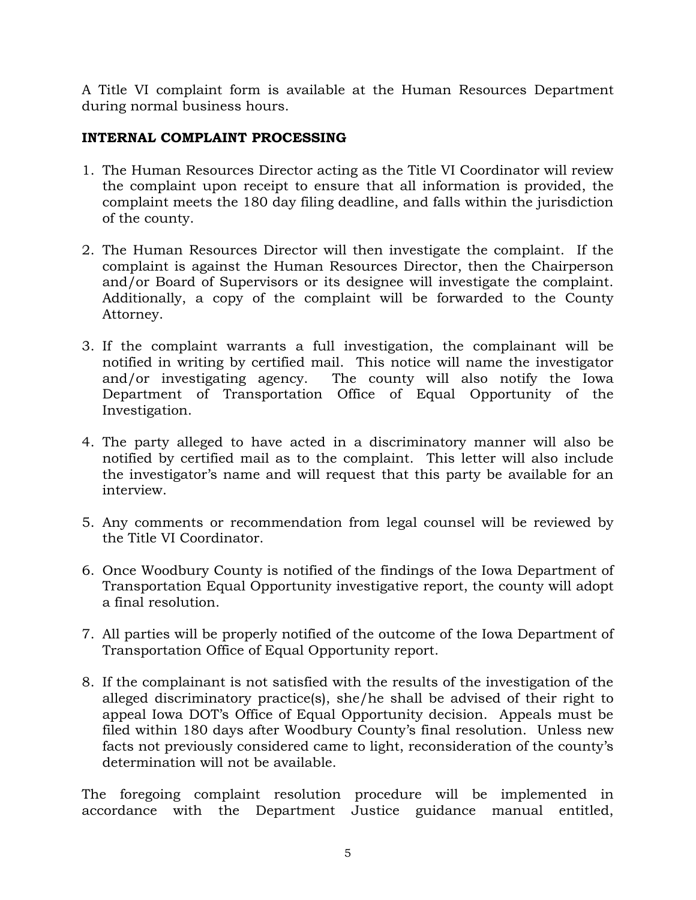A Title VI complaint form is available at the Human Resources Department during normal business hours.

**INTERNAL COMPLAINT PROCESSING**

1. The Human Resources Director acting as the Title VI Coordinator will review the complaint upon receipt to ensure that all information is provided, the complaint meets the 180 day filing deadline, and falls within the jurisdiction of the county.

2. The Human Resources Director will then investigate the complaint. If the complaint is against the Human Resources Director, then the Chairperson and/or Board of Supervisors or its designee will investigate the complaint. Additionally, a copy of the complaint will be forwarded to the County Attorney.

3. If the complaint warrants a full investigation, the complainant will be notified in writing by certified mail. This notice will name the investigator and/or investigating agency. The county will also notify the Iowa Department of Transportation Office of Equal Opportunity of the Investigation.

4. The party alleged to have acted in a discriminatory manner will also be notified by certified mail as to the complaint. This letter will also include the investigator's name and will request that this party be available for an interview.

5. Any comments or recommendation from legal counsel will be reviewed by the Title VI Coordinator.

6. Once Woodbury County is notified of the findings of the Iowa Department of Transportation Equal Opportunity investigative report, the county will adopt a final resolution.

7. All parties will be properly notified of the outcome of the Iowa Department of Transportation Office of Equal Opportunity report.

8. If the complainant is not satisfied with the results of the investigation of the alleged discriminatory practice(s), she/he shall be advised of their right to appeal Iowa DOT's Office of Equal Opportunity decision. Appeals must be filed within 180 days after Woodbury County's final resolution. Unless new facts not previously considered came to light, reconsideration of the county's determination will not be available.

The foregoing complaint resolution procedure will be implemented in accordance with the Department Justice guidance manual entitled,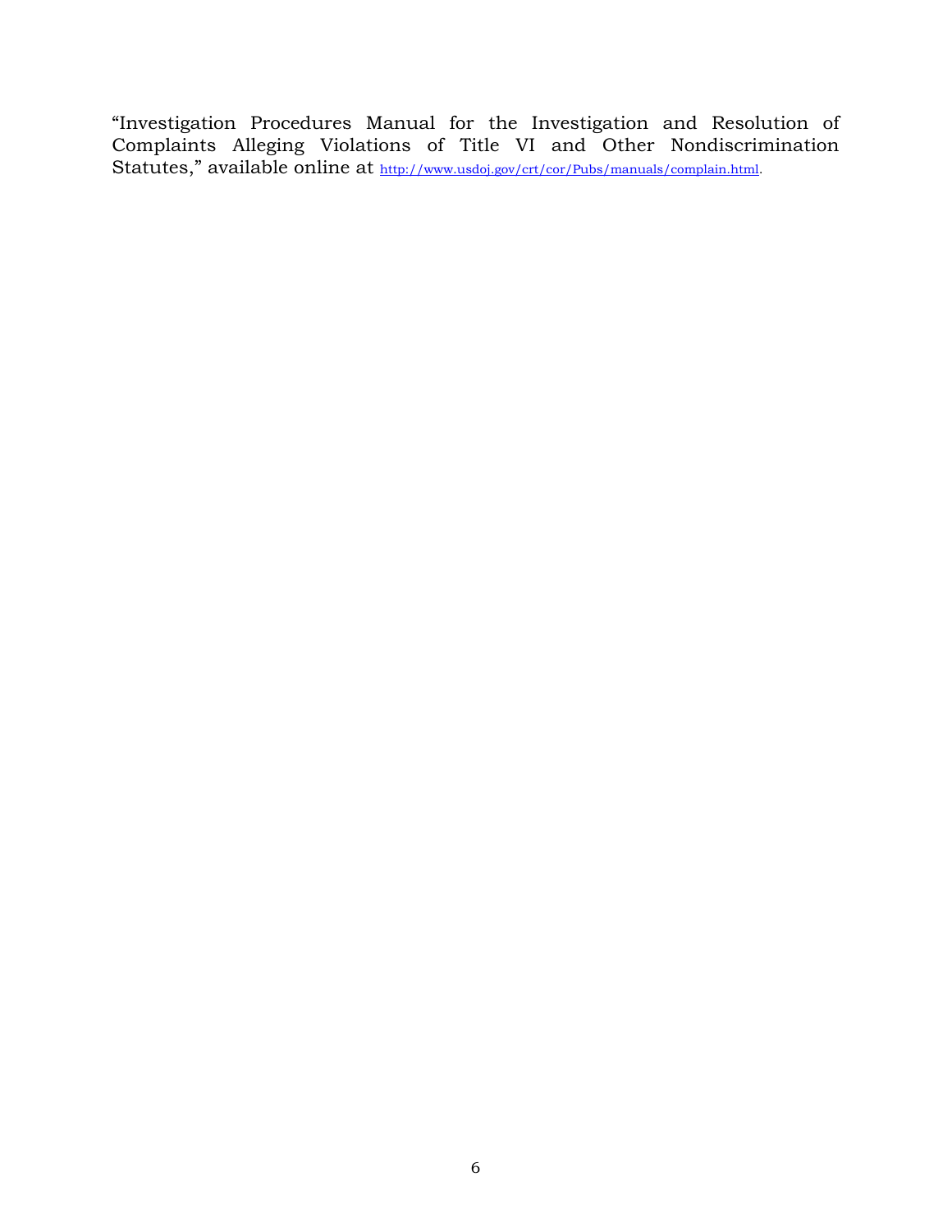"Investigation Procedures Manual for the Investigation and Resolution of Complaints Alleging Violations of Title VI and Other Nondiscrimination Statutes," available online at http://www.usdoj.gov/crt/cor/Pubs/manuals/complain.html.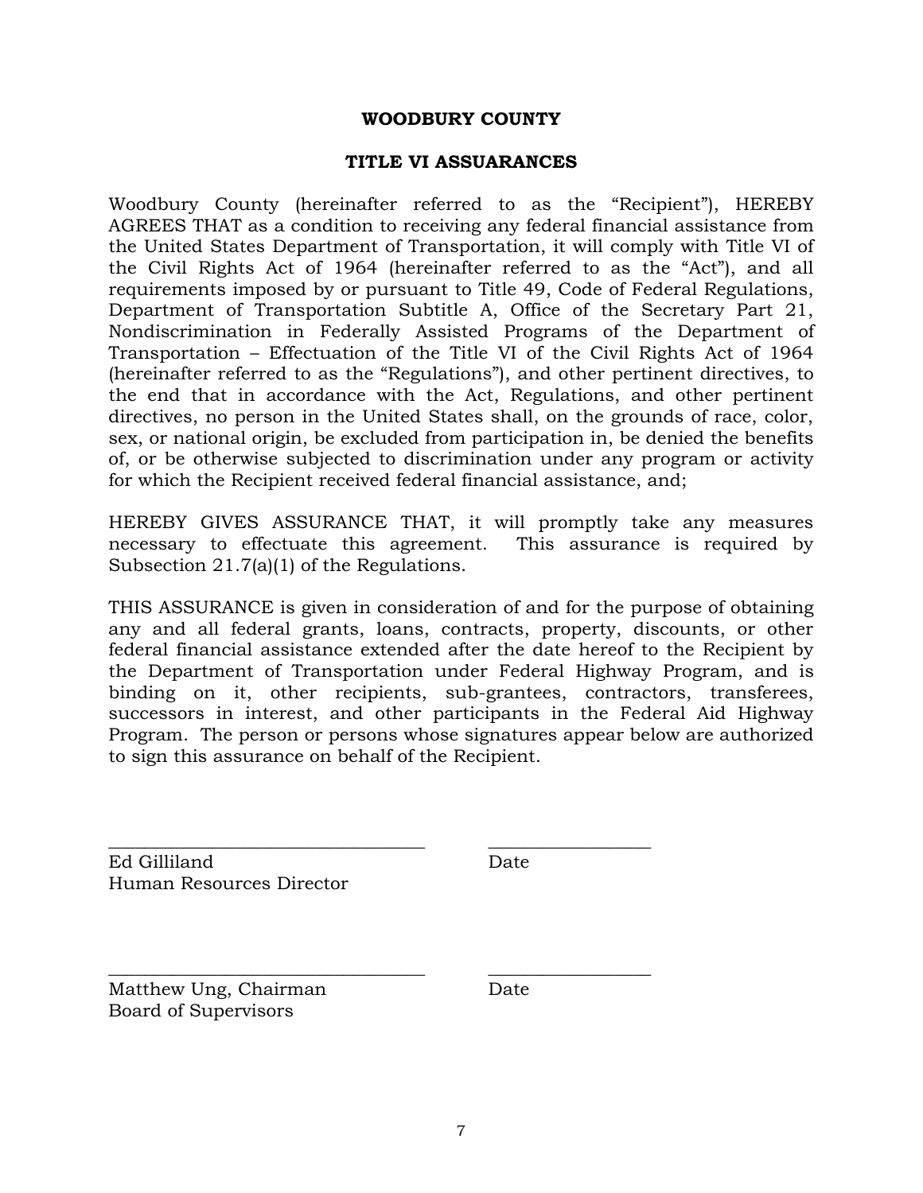# WOODBURY COUNTY

## TITLE VI ASSURANCES

Woodbury County (hereinafter referred to as the "Recipient"), HEREBY AGREES THAT as a condition to receiving any federal financial assistance from the United States Department of Transportation, it will comply with Title VI of the Civil Rights Act of 1964 (hereinafter referred to as the "Act"), and all requirements imposed by or pursuant to Title 49, Code of Federal Regulations, Department of Transportation Subtitle A, Office of the Secretary Part 21, Nondiscrimination in Federally Assisted Programs of the Department of Transportation – Effectuation of the Title VI of the Civil Rights Act of 1964 (hereinafter referred to as the "Regulations"), and other pertinent directives, to the end that in accordance with the Act, Regulations, and other pertinent directives, no person in the United States shall, on the grounds of race, color, sex, or national origin, be excluded from participation in, be denied the benefits of, or be otherwise subjected to discrimination under any program or activity for which the Recipient received federal financial assistance, and;

HEREBY GIVES ASSURANCE THAT, it will promptly take any measures necessary to effectuate this agreement. This assurance is required by Subsection 21.7(a)(1) of the Regulations.

THIS ASSURANCE is given in consideration of and for the purpose of obtaining any and all federal grants, loans, contracts, property, discounts, or other federal financial assistance extended after the date hereof to the Recipient by the Department of Transportation under Federal Highway Program, and is binding on it, other recipients, sub-grantees, contractors, transferees, successors in interest, and other participants in the Federal Aid Highway Program. The person or persons whose signatures appear below are authorized to sign this assurance on behalf of the Recipient.

\_\_\_\_\_\_\_\_\_\_\_\_\_\_\_\_\_\_\_\_\_\_\_\_\_\_\_\_\_\_\_\_\_\_\_ \_\_\_\_\_\_\_\_\_\_\_\_\_\_\_\_\_\_

Ed Gilliland Date
Human Resources Director

\_\_\_\_\_\_\_\_\_\_\_\_\_\_\_\_\_\_\_\_\_\_\_\_\_\_\_\_\_\_\_\_\_\_\_ \_\_\_\_\_\_\_\_\_\_\_\_\_\_\_\_\_\_

Matthew Ung, Chairman Date
Board of Supervisors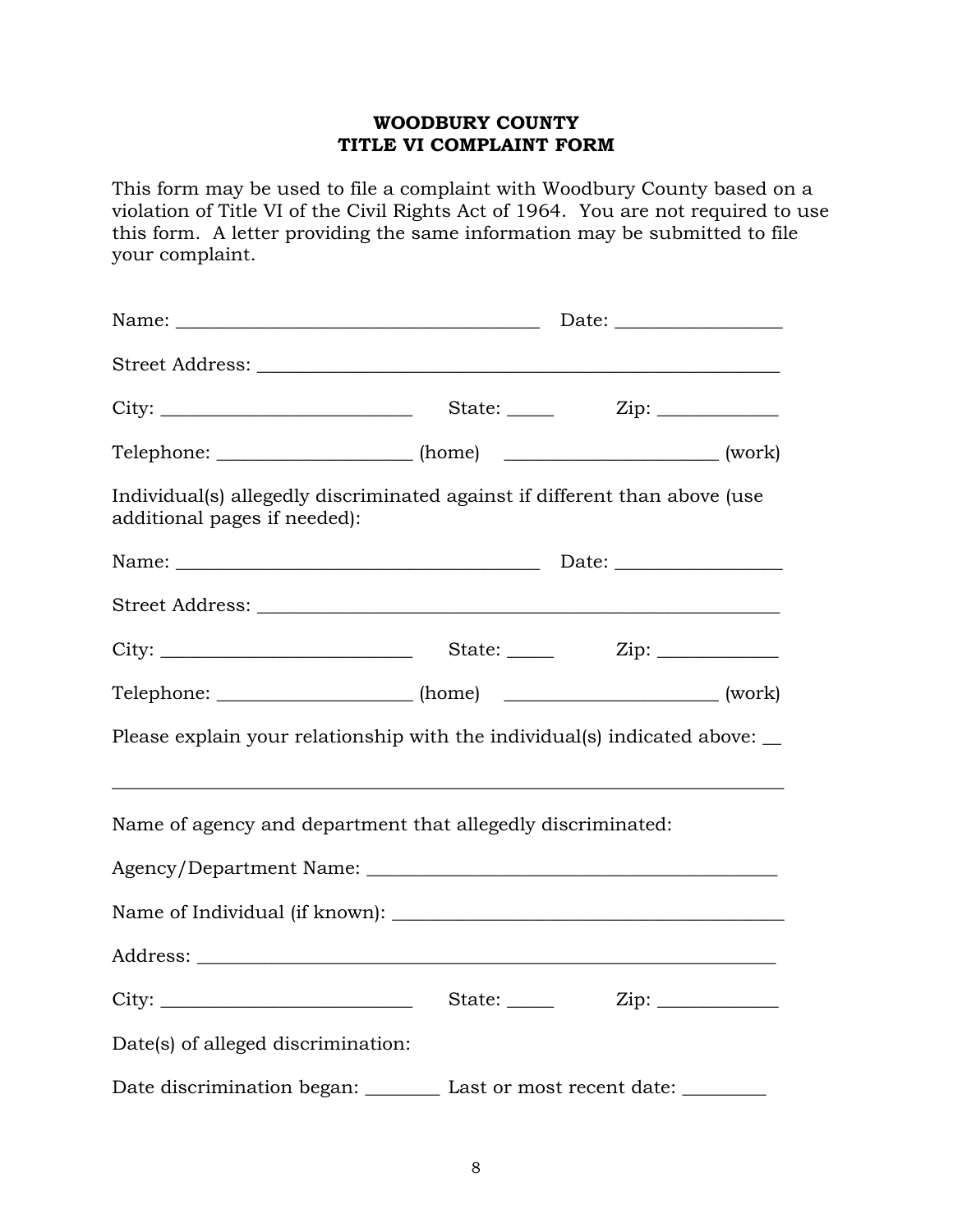**WOODBURY COUNTY**
**TITLE VI COMPLAINT FORM**

This form may be used to file a complaint with Woodbury County based on a violation of Title VI of the Civil Rights Act of 1964. You are not required to use this form. A letter providing the same information may be submitted to file your complaint.

Name: ______________________________________ Date: _________________

Street Address: _______________________________________________________

City: __________________________ State: _____ Zip: ____________

Telephone: ____________________ (home) ______________________ (work)

Individual(s) allegedly discriminated against if different than above (use additional pages if needed):

Name: ______________________________________ Date: _________________

Street Address: _______________________________________________________

City: __________________________ State: _____ Zip: ____________

Telephone: ____________________ (home) ______________________ (work)

Please explain your relationship with the individual(s) indicated above: __

______________________________________________________________________

Name of agency and department that allegedly discriminated:

Agency/Department Name: ___________________________________________

Name of Individual (if known): _______________________________________

Address: ______________________________________________________________

City: __________________________ State: _____ Zip: ____________

Date(s) of alleged discrimination:

Date discrimination began: ________ Last or most recent date: _________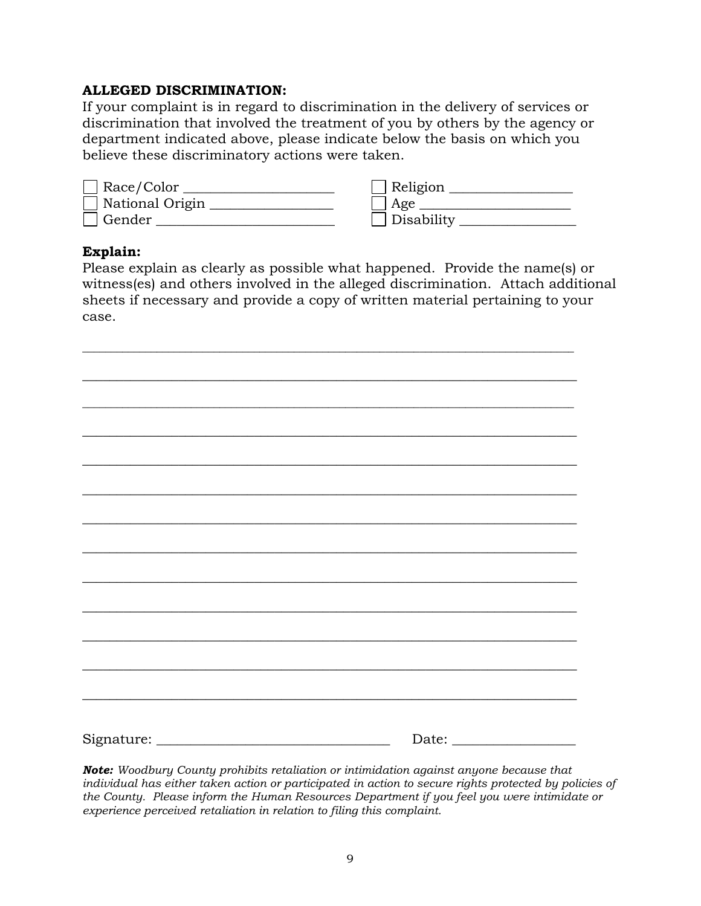**ALLEGED DISCRIMINATION:**

If your complaint is in regard to discrimination in the delivery of services or discrimination that involved the treatment of you by others by the agency or department indicated above, please indicate below the basis on which you believe these discriminatory actions were taken.

- ☐ Race/Color _____________________
- ☐ National Origin _________________
- ☐ Gender _________________________
- ☐ Religion _________________
- ☐ Age _____________________
- ☐ Disability ________________

**Explain:**

Please explain as clearly as possible what happened. Provide the name(s) or witness(es) and others involved in the alleged discrimination. Attach additional sheets if necessary and provide a copy of written material pertaining to your case.

_________________________________________________________________________

_________________________________________________________________________

_________________________________________________________________________

_________________________________________________________________________

_________________________________________________________________________

_________________________________________________________________________

_________________________________________________________________________

_________________________________________________________________________

_________________________________________________________________________

_________________________________________________________________________

_________________________________________________________________________

_________________________________________________________________________

_________________________________________________________________________

Signature: _________________________________ Date: _________________

***Note:*** *Woodbury County prohibits retaliation or intimidation against anyone because that individual has either taken action or participated in action to secure rights protected by policies of the County. Please inform the Human Resources Department if you feel you were intimidate or experience perceived retaliation in relation to filing this complaint.*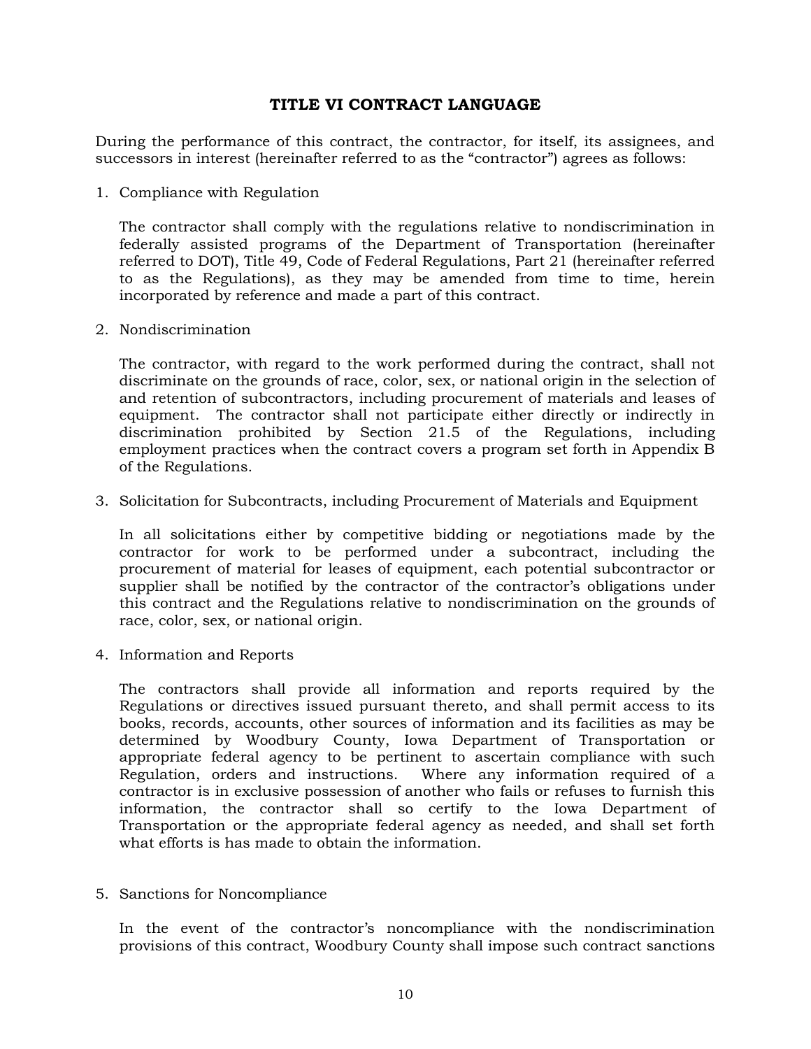## TITLE VI CONTRACT LANGUAGE

During the performance of this contract, the contractor, for itself, its assignees, and successors in interest (hereinafter referred to as the "contractor") agrees as follows:

1. Compliance with Regulation

   The contractor shall comply with the regulations relative to nondiscrimination in federally assisted programs of the Department of Transportation (hereinafter referred to DOT), Title 49, Code of Federal Regulations, Part 21 (hereinafter referred to as the Regulations), as they may be amended from time to time, herein incorporated by reference and made a part of this contract.

2. Nondiscrimination

   The contractor, with regard to the work performed during the contract, shall not discriminate on the grounds of race, color, sex, or national origin in the selection of and retention of subcontractors, including procurement of materials and leases of equipment. The contractor shall not participate either directly or indirectly in discrimination prohibited by Section 21.5 of the Regulations, including employment practices when the contract covers a program set forth in Appendix B of the Regulations.

3. Solicitation for Subcontracts, including Procurement of Materials and Equipment

   In all solicitations either by competitive bidding or negotiations made by the contractor for work to be performed under a subcontract, including the procurement of material for leases of equipment, each potential subcontractor or supplier shall be notified by the contractor of the contractor's obligations under this contract and the Regulations relative to nondiscrimination on the grounds of race, color, sex, or national origin.

4. Information and Reports

   The contractors shall provide all information and reports required by the Regulations or directives issued pursuant thereto, and shall permit access to its books, records, accounts, other sources of information and its facilities as may be determined by Woodbury County, Iowa Department of Transportation or appropriate federal agency to be pertinent to ascertain compliance with such Regulation, orders and instructions. Where any information required of a contractor is in exclusive possession of another who fails or refuses to furnish this information, the contractor shall so certify to the Iowa Department of Transportation or the appropriate federal agency as needed, and shall set forth what efforts is has made to obtain the information.

5. Sanctions for Noncompliance

   In the event of the contractor's noncompliance with the nondiscrimination provisions of this contract, Woodbury County shall impose such contract sanctions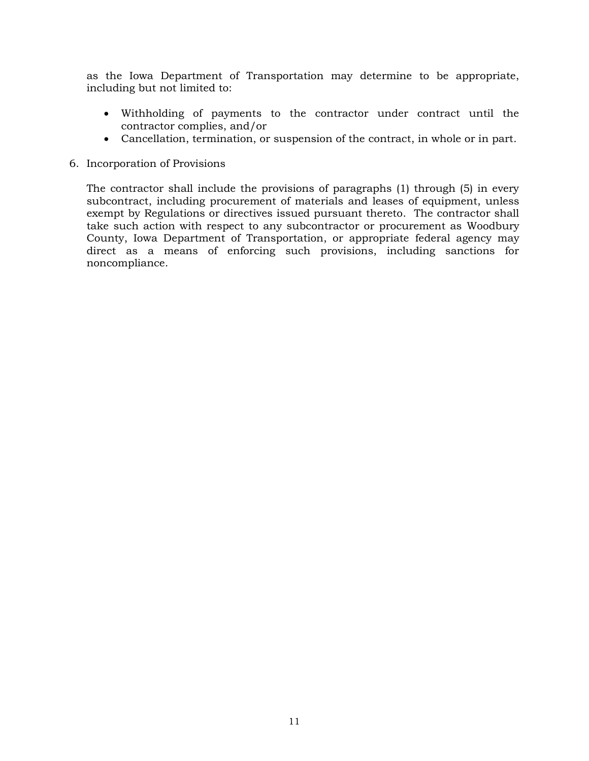as the Iowa Department of Transportation may determine to be appropriate, including but not limited to:

- Withholding of payments to the contractor under contract until the contractor complies, and/or
- Cancellation, termination, or suspension of the contract, in whole or in part.

6. Incorporation of Provisions

   The contractor shall include the provisions of paragraphs (1) through (5) in every subcontract, including procurement of materials and leases of equipment, unless exempt by Regulations or directives issued pursuant thereto. The contractor shall take such action with respect to any subcontractor or procurement as Woodbury County, Iowa Department of Transportation, or appropriate federal agency may direct as a means of enforcing such provisions, including sanctions for noncompliance.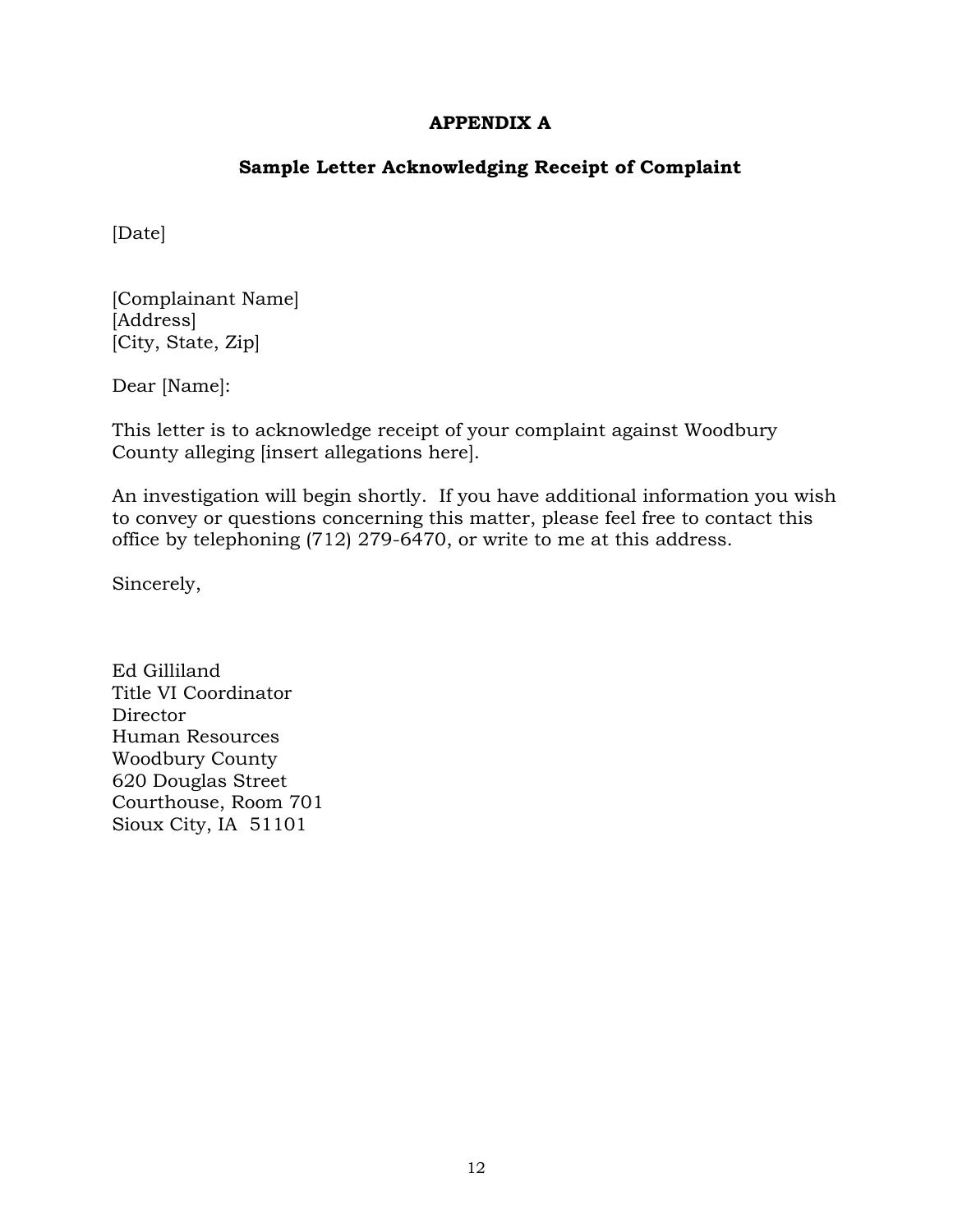# APPENDIX A

## Sample Letter Acknowledging Receipt of Complaint

[Date]

[Complainant Name]
[Address]
[City, State, Zip]

Dear [Name]:

This letter is to acknowledge receipt of your complaint against Woodbury County alleging [insert allegations here].

An investigation will begin shortly. If you have additional information you wish to convey or questions concerning this matter, please feel free to contact this office by telephoning (712) 279-6470, or write to me at this address.

Sincerely,

Ed Gilliland
Title VI Coordinator
Director
Human Resources
Woodbury County
620 Douglas Street
Courthouse, Room 701
Sioux City, IA 51101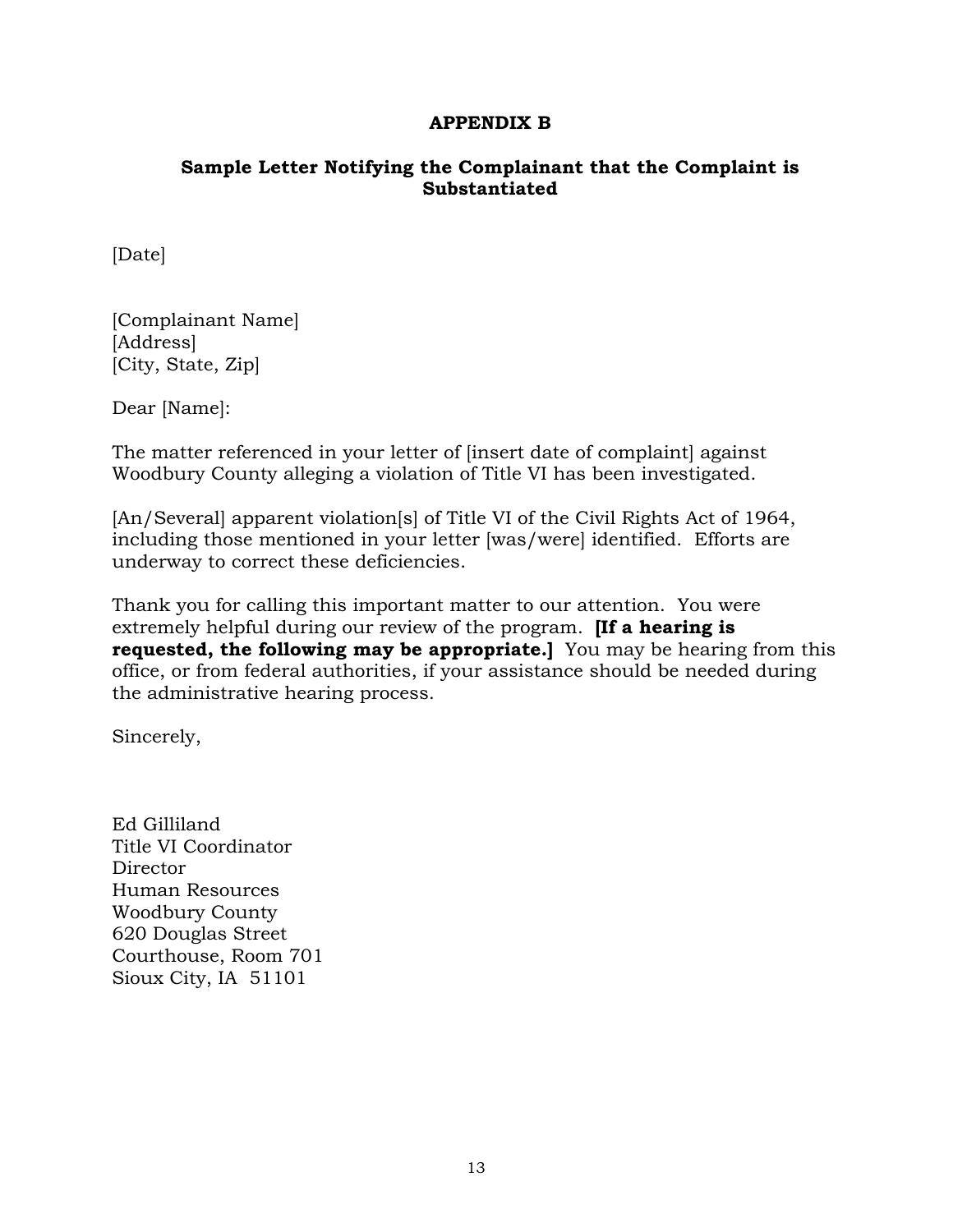## APPENDIX B

### Sample Letter Notifying the Complainant that the Complaint is Substantiated

[Date]

[Complainant Name]
[Address]
[City, State, Zip]

Dear [Name]:

The matter referenced in your letter of [insert date of complaint] against Woodbury County alleging a violation of Title VI has been investigated.

[An/Several] apparent violation[s] of Title VI of the Civil Rights Act of 1964, including those mentioned in your letter [was/were] identified. Efforts are underway to correct these deficiencies.

Thank you for calling this important matter to our attention. You were extremely helpful during our review of the program. **[If a hearing is requested, the following may be appropriate.]** You may be hearing from this office, or from federal authorities, if your assistance should be needed during the administrative hearing process.

Sincerely,

Ed Gilliland
Title VI Coordinator
Director
Human Resources
Woodbury County
620 Douglas Street
Courthouse, Room 701
Sioux City, IA 51101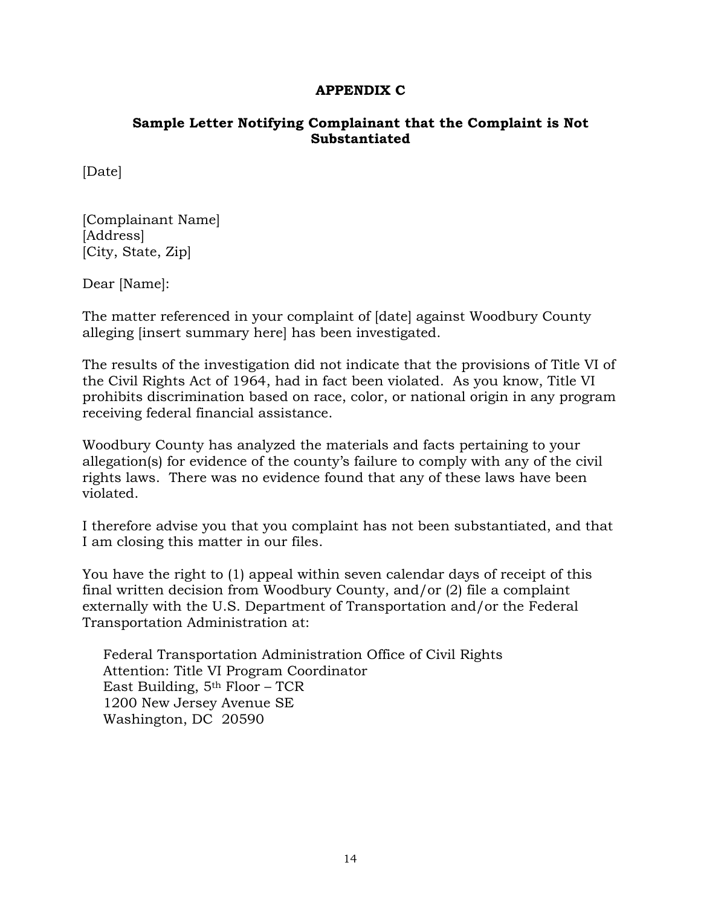## APPENDIX C

### Sample Letter Notifying Complainant that the Complaint is Not Substantiated

[Date]

[Complainant Name]
[Address]
[City, State, Zip]

Dear [Name]:

The matter referenced in your complaint of [date] against Woodbury County alleging [insert summary here] has been investigated.

The results of the investigation did not indicate that the provisions of Title VI of the Civil Rights Act of 1964, had in fact been violated. As you know, Title VI prohibits discrimination based on race, color, or national origin in any program receiving federal financial assistance.

Woodbury County has analyzed the materials and facts pertaining to your allegation(s) for evidence of the county's failure to comply with any of the civil rights laws. There was no evidence found that any of these laws have been violated.

I therefore advise you that you complaint has not been substantiated, and that I am closing this matter in our files.

You have the right to (1) appeal within seven calendar days of receipt of this final written decision from Woodbury County, and/or (2) file a complaint externally with the U.S. Department of Transportation and/or the Federal Transportation Administration at:

Federal Transportation Administration Office of Civil Rights
Attention: Title VI Program Coordinator
East Building, 5th Floor – TCR
1200 New Jersey Avenue SE
Washington, DC 20590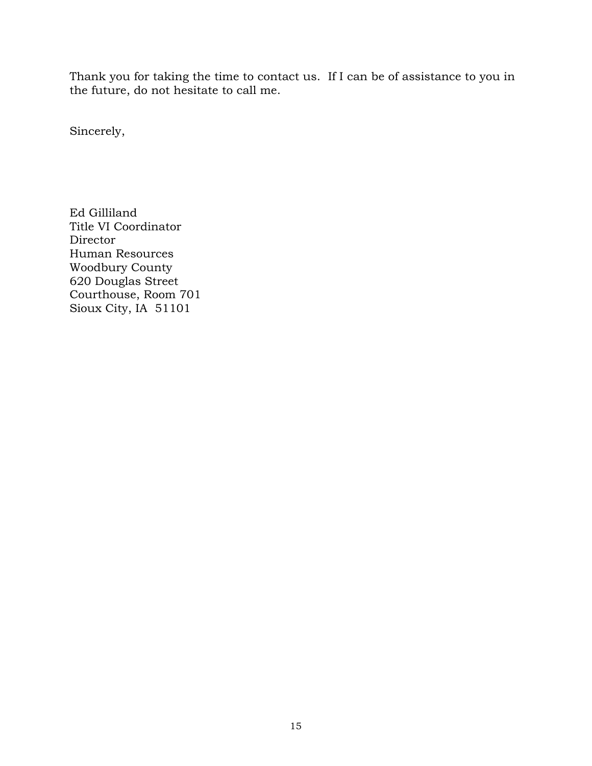Thank you for taking the time to contact us. If I can be of assistance to you in the future, do not hesitate to call me.

Sincerely,

Ed Gilliland  
Title VI Coordinator  
Director  
Human Resources  
Woodbury County  
620 Douglas Street  
Courthouse, Room 701  
Sioux City, IA 51101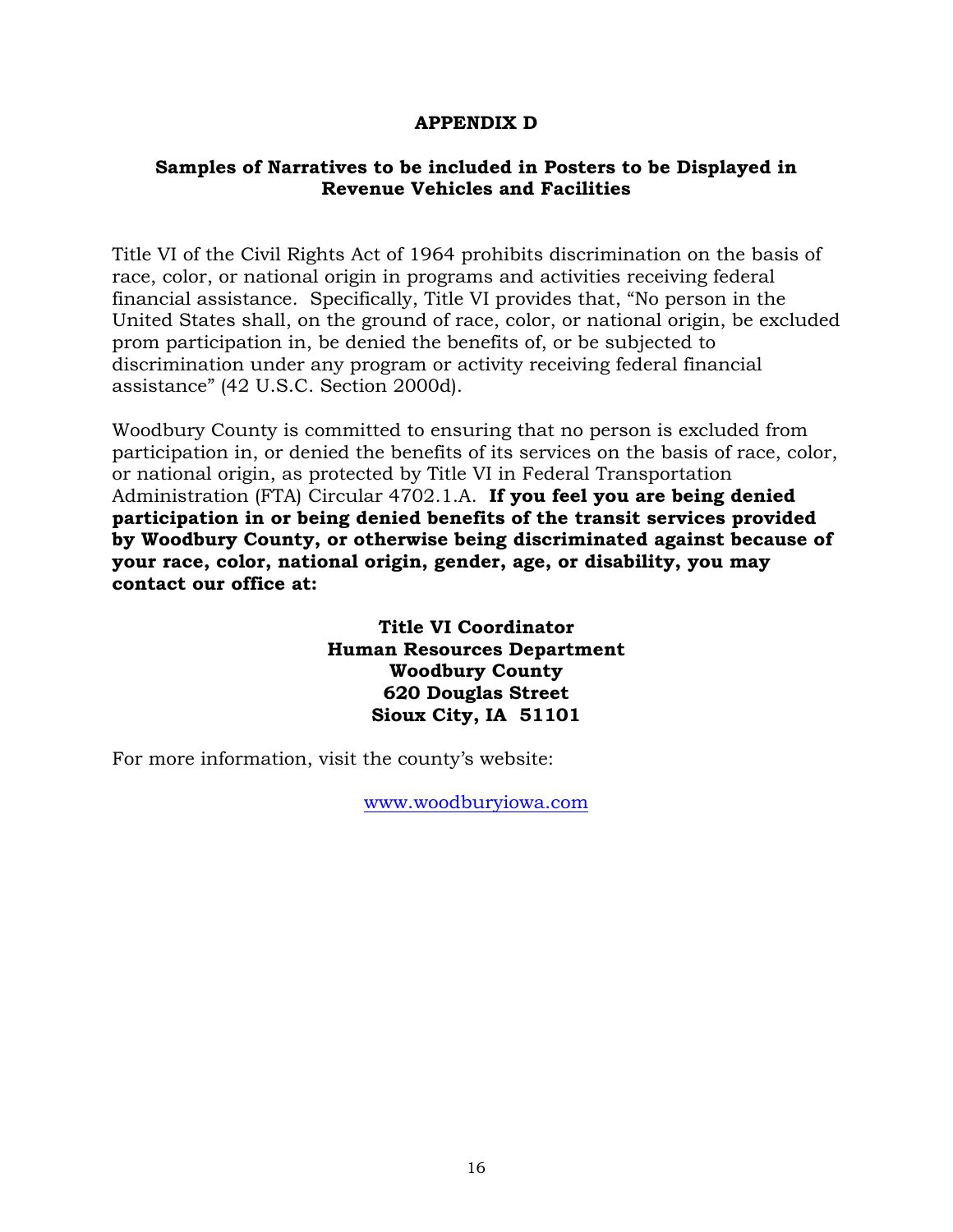# APPENDIX D

## Samples of Narratives to be included in Posters to be Displayed in Revenue Vehicles and Facilities

Title VI of the Civil Rights Act of 1964 prohibits discrimination on the basis of race, color, or national origin in programs and activities receiving federal financial assistance. Specifically, Title VI provides that, "No person in the United States shall, on the ground of race, color, or national origin, be excluded prom participation in, be denied the benefits of, or be subjected to discrimination under any program or activity receiving federal financial assistance" (42 U.S.C. Section 2000d).

Woodbury County is committed to ensuring that no person is excluded from participation in, or denied the benefits of its services on the basis of race, color, or national origin, as protected by Title VI in Federal Transportation Administration (FTA) Circular 4702.1.A. **If you feel you are being denied participation in or being denied benefits of the transit services provided by Woodbury County, or otherwise being discriminated against because of your race, color, national origin, gender, age, or disability, you may contact our office at:**

**Title VI Coordinator**
**Human Resources Department**
**Woodbury County**
**620 Douglas Street**
**Sioux City, IA 51101**

For more information, visit the county's website:

[www.woodburyiowa.com](http://www.woodburyiowa.com)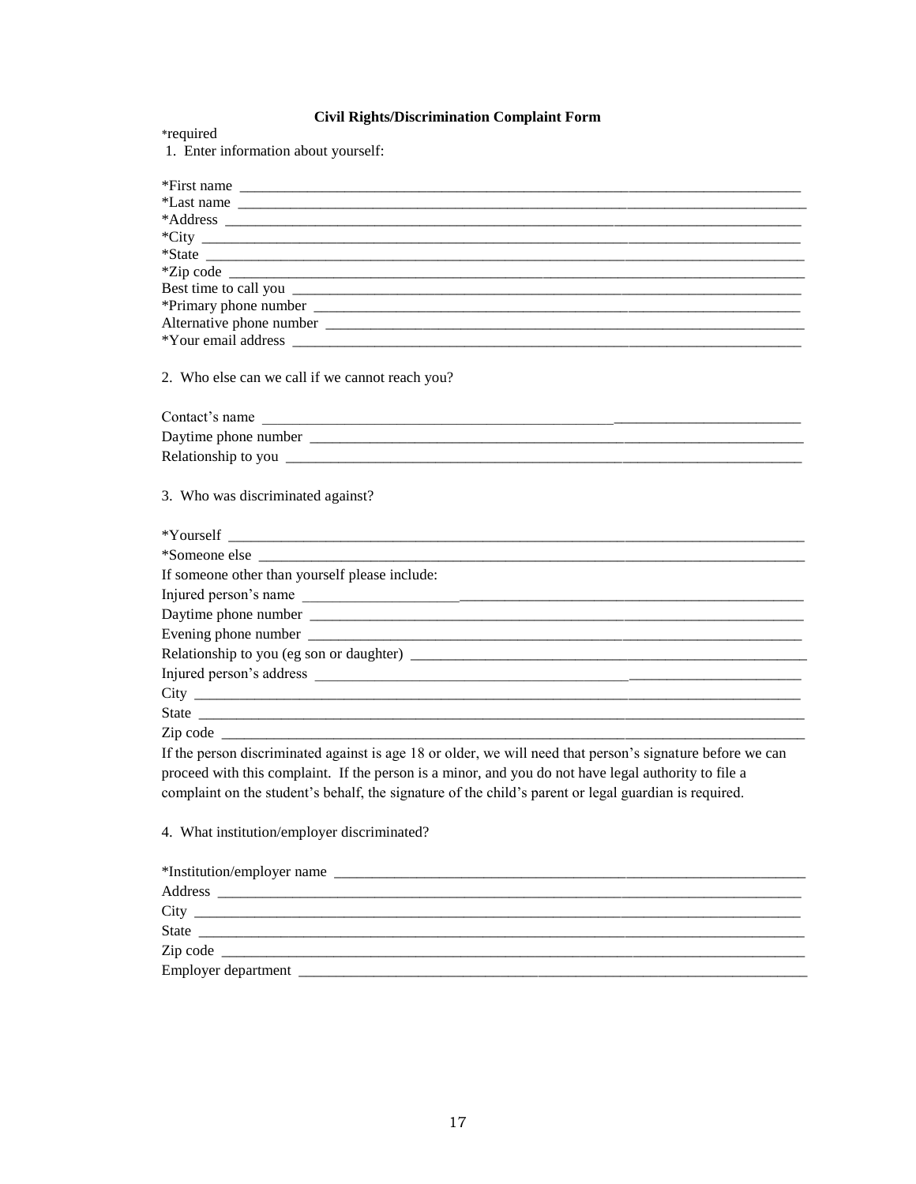**Civil Rights/Discrimination Complaint Form**

*required

1. Enter information about yourself:

*First name ______________________________________________

*Last name ______________________________________________

*Address ______________________________________________

*City ______________________________________________

*State ______________________________________________

*Zip code ______________________________________________

Best time to call you ______________________________________________

*Primary phone number ______________________________________________

Alternative phone number ______________________________________________

*Your email address ______________________________________________

2. Who else can we call if we cannot reach you?

Contact's name ______________________________________________

Daytime phone number ______________________________________________

Relationship to you ______________________________________________

3. Who was discriminated against?

*Yourself ______________________________________________

*Someone else ______________________________________________

If someone other than yourself please include:

Injured person's name ______________________________________________

Daytime phone number ______________________________________________

Evening phone number ______________________________________________

Relationship to you (eg son or daughter) ______________________________________________

Injured person's address ______________________________________________

City ______________________________________________

State ______________________________________________

Zip code ______________________________________________

If the person discriminated against is age 18 or older, we will need that person's signature before we can proceed with this complaint. If the person is a minor, and you do not have legal authority to file a complaint on the student's behalf, the signature of the child's parent or legal guardian is required.

4. What institution/employer discriminated?

*Institution/employer name ______________________________________________

Address ______________________________________________

City ______________________________________________

State ______________________________________________

Zip code ______________________________________________

Employer department ______________________________________________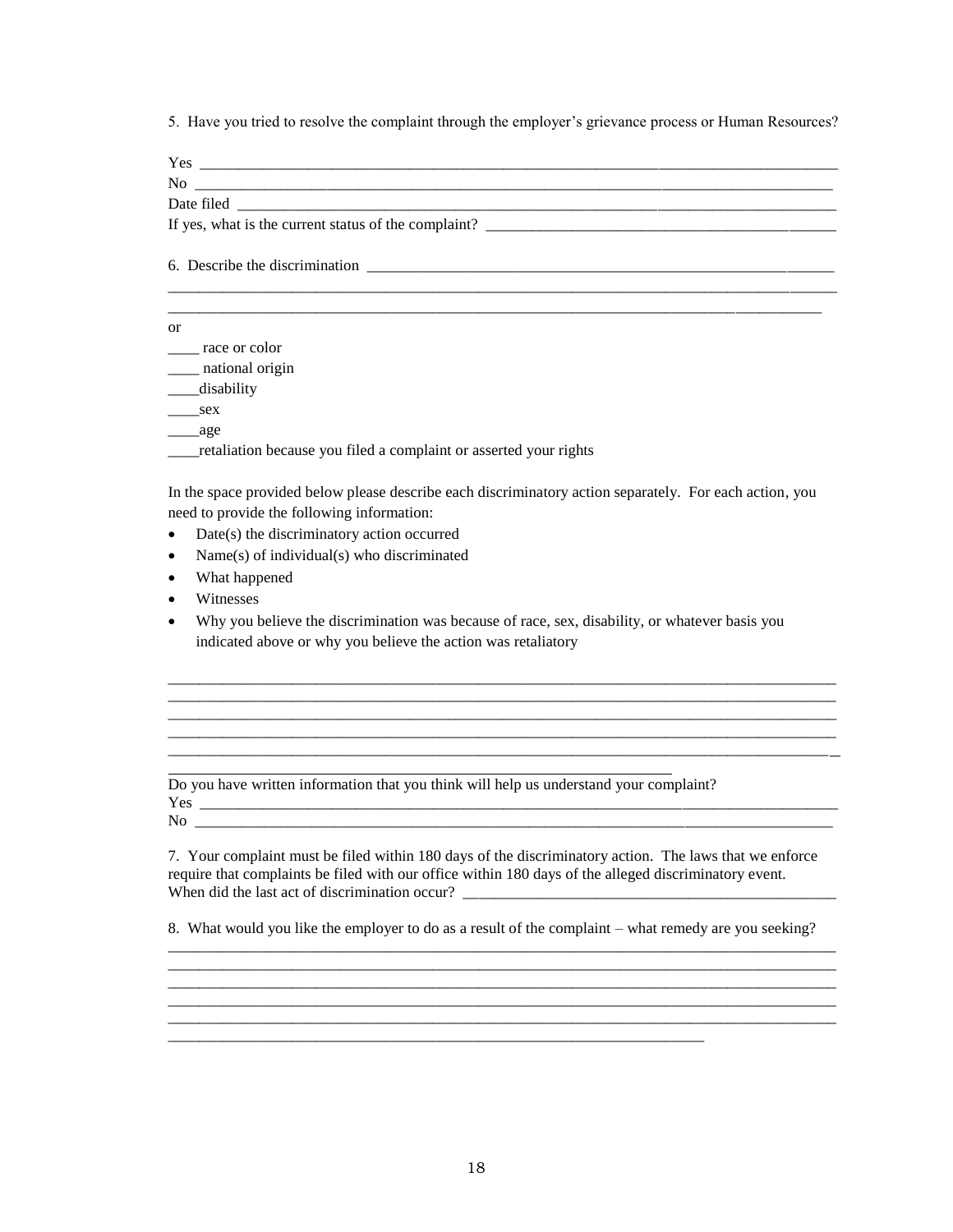5. Have you tried to resolve the complaint through the employer's grievance process or Human Resources?

Yes ___________________________________________________________________________

No ____________________________________________________________________________

Date filed ______________________________________________________________________

If yes, what is the current status of the complaint? _________________________________________

6. Describe the discrimination ____________________________________________________________

_____________________________________________________________________________________

_____________________________________________________________________________________

or

____ race or color

____ national origin

____disability

____sex

____age

____retaliation because you filed a complaint or asserted your rights

In the space provided below please describe each discriminatory action separately. For each action, you need to provide the following information:

- Date(s) the discriminatory action occurred
- Name(s) of individual(s) who discriminated
- What happened
- Witnesses
- Why you believe the discrimination was because of race, sex, disability, or whatever basis you indicated above or why you believe the action was retaliatory

_____________________________________________________________________________________

_____________________________________________________________________________________

_____________________________________________________________________________________

_____________________________________________________________________________________

_____________________________________________________________________________________

_____________________________________________________________________________________

Do you have written information that you think will help us understand your complaint?

Yes ___________________________________________________________________________

No ____________________________________________________________________________

7. Your complaint must be filed within 180 days of the discriminatory action. The laws that we enforce require that complaints be filed with our office within 180 days of the alleged discriminatory event. When did the last act of discrimination occur? _________________________________________

8. What would you like the employer to do as a result of the complaint – what remedy are you seeking?

_____________________________________________________________________________________

_____________________________________________________________________________________

_____________________________________________________________________________________

_____________________________________________________________________________________

_____________________________________________________________________________________

_____________________________________________________________________________________